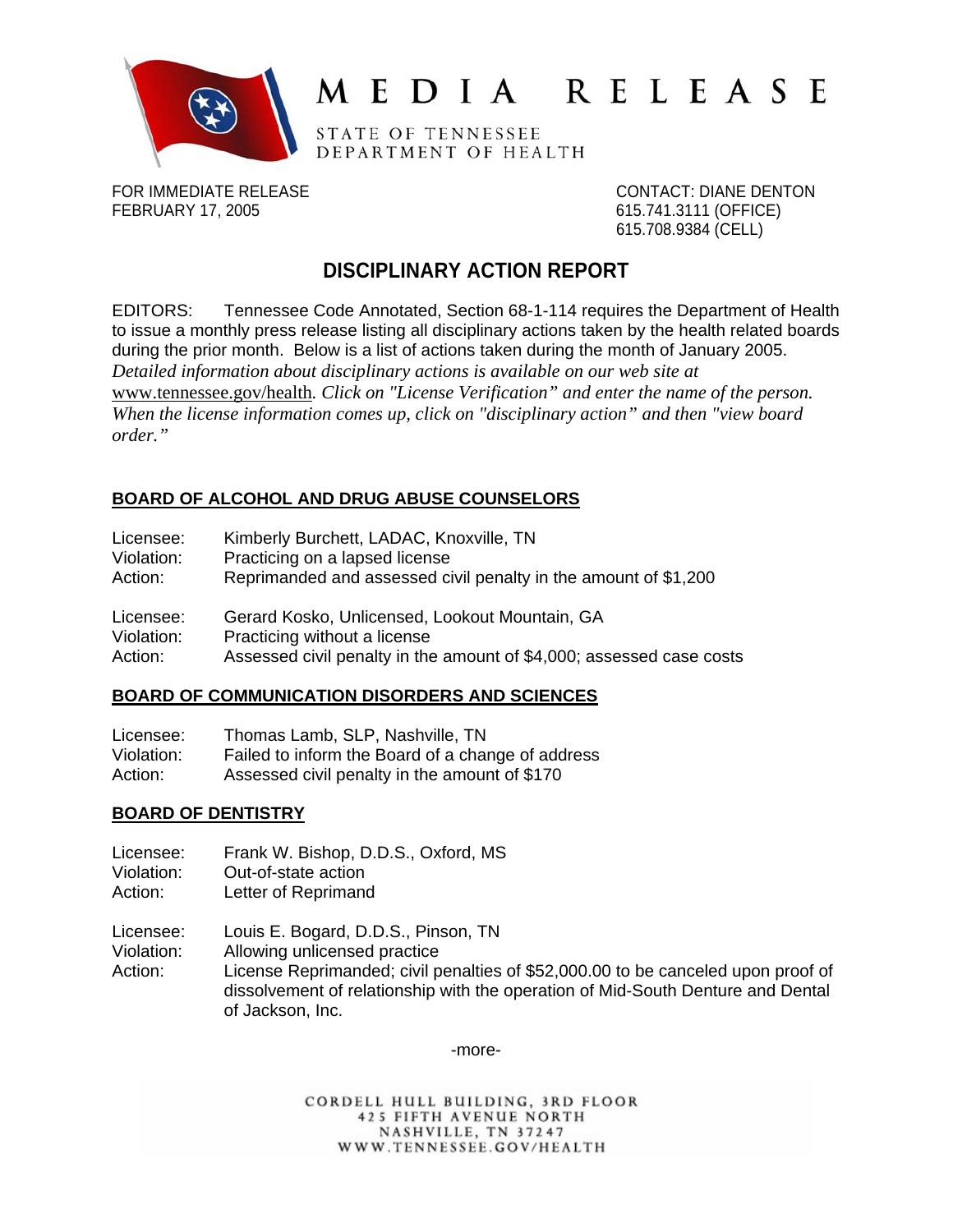# MEDIA RELEASE

STATE OF TENNESSEE
DEPARTMENT OF HEALTH

FOR IMMEDIATE RELEASE
FEBRUARY 17, 2005

CONTACT: DIANE DENTON
615.741.3111 (OFFICE)
615.708.9384 (CELL)

## DISCIPLINARY ACTION REPORT

EDITORS: Tennessee Code Annotated, Section 68-1-114 requires the Department of Health to issue a monthly press release listing all disciplinary actions taken by the health related boards during the prior month. Below is a list of actions taken during the month of January 2005. *Detailed information about disciplinary actions is available on our web site at www.tennessee.gov/health. Click on "License Verification" and enter the name of the person. When the license information comes up, click on "disciplinary action" and then "view board order."*

### BOARD OF ALCOHOL AND DRUG ABUSE COUNSELORS

Licensee: Kimberly Burchett, LADAC, Knoxville, TN
Violation: Practicing on a lapsed license
Action: Reprimanded and assessed civil penalty in the amount of $1,200

Licensee: Gerard Kosko, Unlicensed, Lookout Mountain, GA
Violation: Practicing without a license
Action: Assessed civil penalty in the amount of $4,000; assessed case costs

### BOARD OF COMMUNICATION DISORDERS AND SCIENCES

Licensee: Thomas Lamb, SLP, Nashville, TN
Violation: Failed to inform the Board of a change of address
Action: Assessed civil penalty in the amount of $170

### BOARD OF DENTISTRY

Licensee: Frank W. Bishop, D.D.S., Oxford, MS
Violation: Out-of-state action
Action: Letter of Reprimand

Licensee: Louis E. Bogard, D.D.S., Pinson, TN
Violation: Allowing unlicensed practice
Action: License Reprimanded; civil penalties of $52,000.00 to be canceled upon proof of dissolvement of relationship with the operation of Mid-South Denture and Dental of Jackson, Inc.

-more-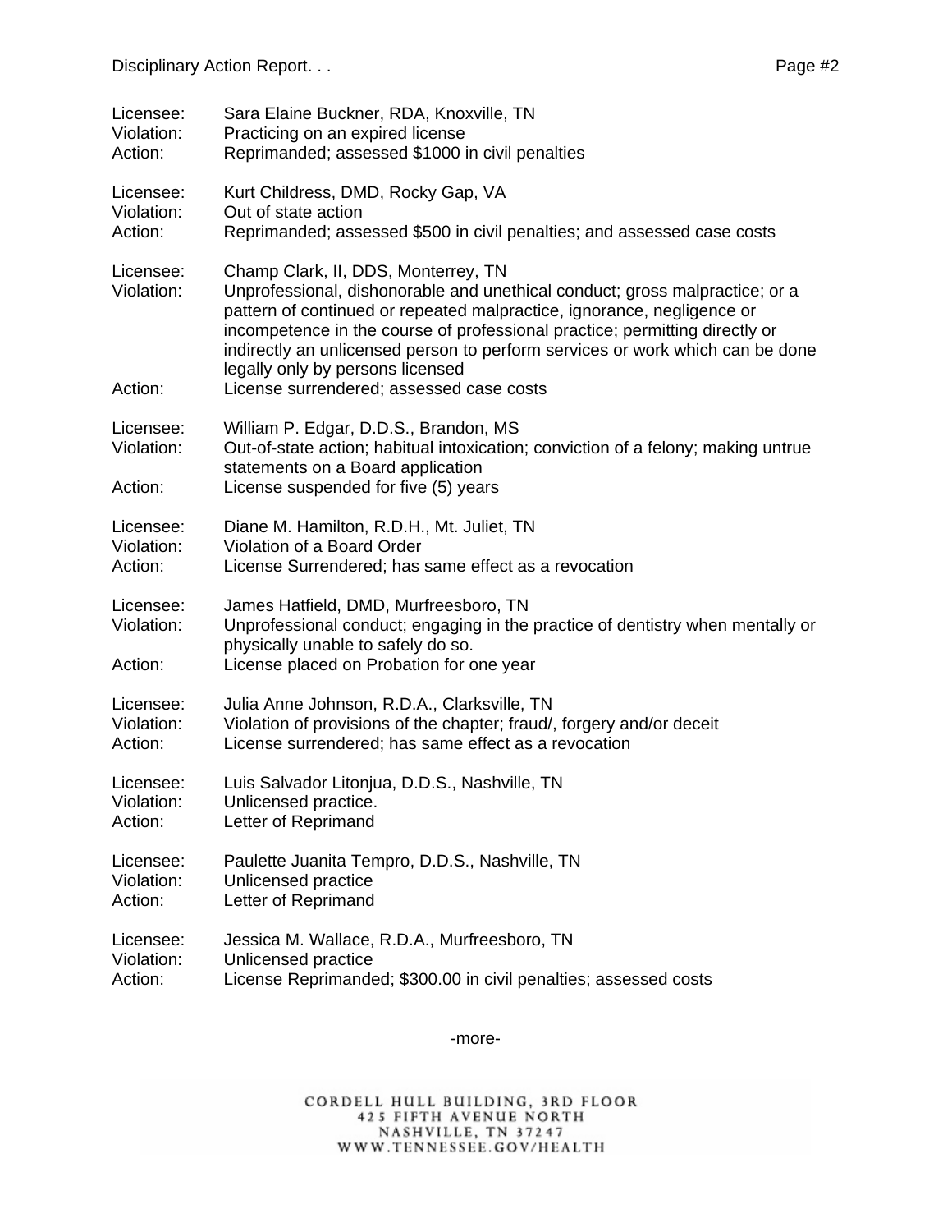Licensee: Sara Elaine Buckner, RDA, Knoxville, TN
Violation: Practicing on an expired license
Action: Reprimanded; assessed $1000 in civil penalties

Licensee: Kurt Childress, DMD, Rocky Gap, VA
Violation: Out of state action
Action: Reprimanded; assessed $500 in civil penalties; and assessed case costs

Licensee: Champ Clark, II, DDS, Monterrey, TN
Violation: Unprofessional, dishonorable and unethical conduct; gross malpractice; or a pattern of continued or repeated malpractice, ignorance, negligence or incompetence in the course of professional practice; permitting directly or indirectly an unlicensed person to perform services or work which can be done legally only by persons licensed
Action: License surrendered; assessed case costs

Licensee: William P. Edgar, D.D.S., Brandon, MS
Violation: Out-of-state action; habitual intoxication; conviction of a felony; making untrue statements on a Board application
Action: License suspended for five (5) years

Licensee: Diane M. Hamilton, R.D.H., Mt. Juliet, TN
Violation: Violation of a Board Order
Action: License Surrendered; has same effect as a revocation

Licensee: James Hatfield, DMD, Murfreesboro, TN
Violation: Unprofessional conduct; engaging in the practice of dentistry when mentally or physically unable to safely do so.
Action: License placed on Probation for one year

Licensee: Julia Anne Johnson, R.D.A., Clarksville, TN
Violation: Violation of provisions of the chapter; fraud/, forgery and/or deceit
Action: License surrendered; has same effect as a revocation

Licensee: Luis Salvador Litonjua, D.D.S., Nashville, TN
Violation: Unlicensed practice.
Action: Letter of Reprimand

Licensee: Paulette Juanita Tempro, D.D.S., Nashville, TN
Violation: Unlicensed practice
Action: Letter of Reprimand

Licensee: Jessica M. Wallace, R.D.A., Murfreesboro, TN
Violation: Unlicensed practice
Action: License Reprimanded; $300.00 in civil penalties; assessed costs

-more-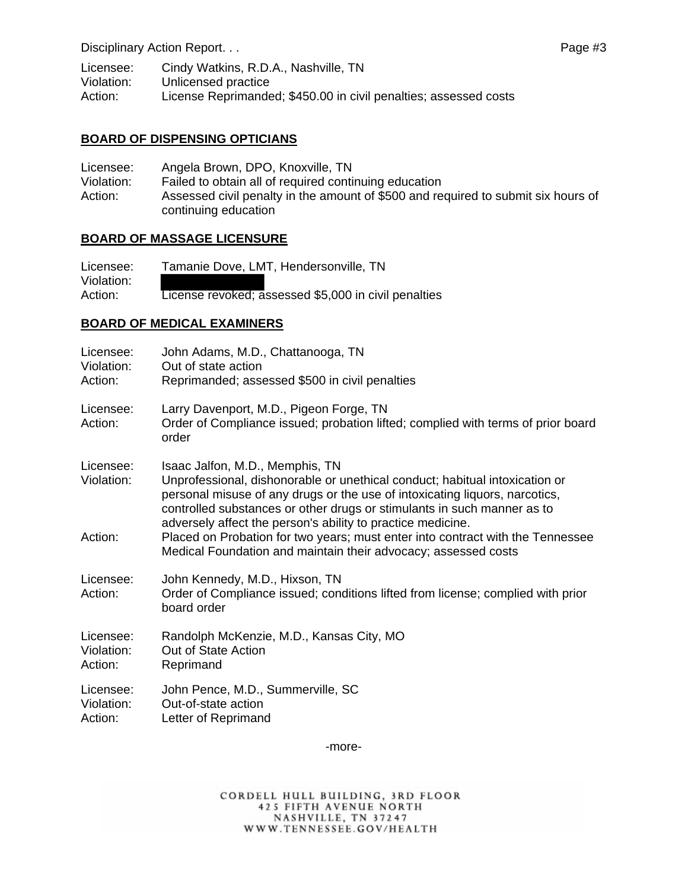Licensee: Cindy Watkins, R.D.A., Nashville, TN
Violation: Unlicensed practice
Action: License Reprimanded; $450.00 in civil penalties; assessed costs

## BOARD OF DISPENSING OPTICIANS

Licensee: Angela Brown, DPO, Knoxville, TN
Violation: Failed to obtain all of required continuing education
Action: Assessed civil penalty in the amount of $500 and required to submit six hours of continuing education

## BOARD OF MASSAGE LICENSURE

Licensee: Tamanie Dove, LMT, Hendersonville, TN
Violation:
Action: License revoked; assessed $5,000 in civil penalties

## BOARD OF MEDICAL EXAMINERS

Licensee: John Adams, M.D., Chattanooga, TN
Violation: Out of state action
Action: Reprimanded; assessed $500 in civil penalties

Licensee: Larry Davenport, M.D., Pigeon Forge, TN
Action: Order of Compliance issued; probation lifted; complied with terms of prior board order

Licensee: Isaac Jalfon, M.D., Memphis, TN
Violation: Unprofessional, dishonorable or unethical conduct; habitual intoxication or personal misuse of any drugs or the use of intoxicating liquors, narcotics, controlled substances or other drugs or stimulants in such manner as to adversely affect the person's ability to practice medicine.
Action: Placed on Probation for two years; must enter into contract with the Tennessee Medical Foundation and maintain their advocacy; assessed costs

Licensee: John Kennedy, M.D., Hixson, TN
Action: Order of Compliance issued; conditions lifted from license; complied with prior board order

Licensee: Randolph McKenzie, M.D., Kansas City, MO
Violation: Out of State Action
Action: Reprimand

Licensee: John Pence, M.D., Summerville, SC
Violation: Out-of-state action
Action: Letter of Reprimand

-more-

CORDELL HULL BUILDING, 3RD FLOOR
425 FIFTH AVENUE NORTH
NASHVILLE, TN 37247
WWW.TENNESSEE.GOV/HEALTH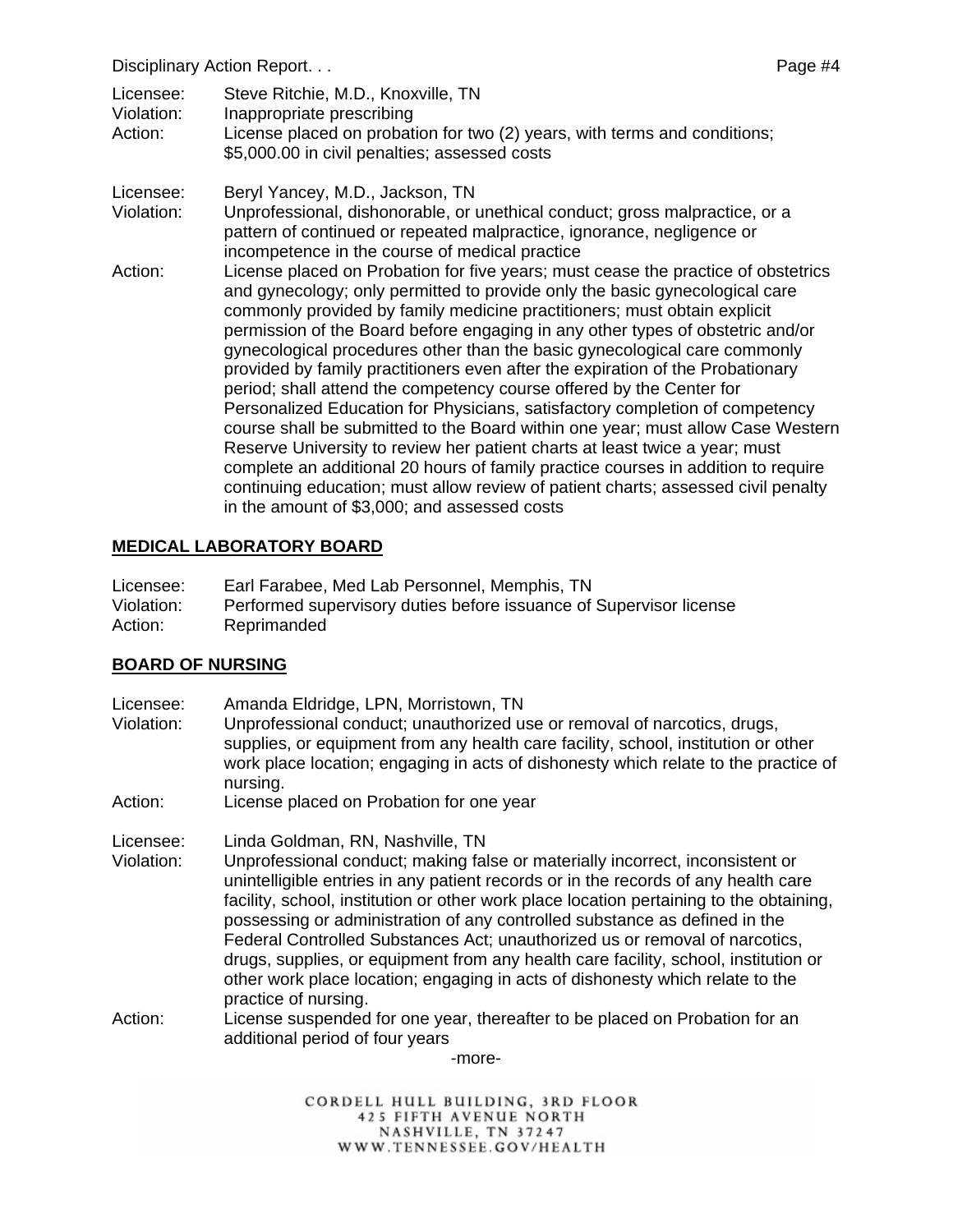Licensee: Steve Ritchie, M.D., Knoxville, TN
Violation: Inappropriate prescribing
Action: License placed on probation for two (2) years, with terms and conditions; $5,000.00 in civil penalties; assessed costs

Licensee: Beryl Yancey, M.D., Jackson, TN
Violation: Unprofessional, dishonorable, or unethical conduct; gross malpractice, or a pattern of continued or repeated malpractice, ignorance, negligence or incompetence in the course of medical practice
Action: License placed on Probation for five years; must cease the practice of obstetrics and gynecology; only permitted to provide only the basic gynecological care commonly provided by family medicine practitioners; must obtain explicit permission of the Board before engaging in any other types of obstetric and/or gynecological procedures other than the basic gynecological care commonly provided by family practitioners even after the expiration of the Probationary period; shall attend the competency course offered by the Center for Personalized Education for Physicians, satisfactory completion of competency course shall be submitted to the Board within one year; must allow Case Western Reserve University to review her patient charts at least twice a year; must complete an additional 20 hours of family practice courses in addition to require continuing education; must allow review of patient charts; assessed civil penalty in the amount of $3,000; and assessed costs

## MEDICAL LABORATORY BOARD

Licensee: Earl Farabee, Med Lab Personnel, Memphis, TN
Violation: Performed supervisory duties before issuance of Supervisor license
Action: Reprimanded

## BOARD OF NURSING

Licensee: Amanda Eldridge, LPN, Morristown, TN
Violation: Unprofessional conduct; unauthorized use or removal of narcotics, drugs, supplies, or equipment from any health care facility, school, institution or other work place location; engaging in acts of dishonesty which relate to the practice of nursing.
Action: License placed on Probation for one year

Licensee: Linda Goldman, RN, Nashville, TN
Violation: Unprofessional conduct; making false or materially incorrect, inconsistent or unintelligible entries in any patient records or in the records of any health care facility, school, institution or other work place location pertaining to the obtaining, possessing or administration of any controlled substance as defined in the Federal Controlled Substances Act; unauthorized us or removal of narcotics, drugs, supplies, or equipment from any health care facility, school, institution or other work place location; engaging in acts of dishonesty which relate to the practice of nursing.
Action: License suspended for one year, thereafter to be placed on Probation for an additional period of four years

-more-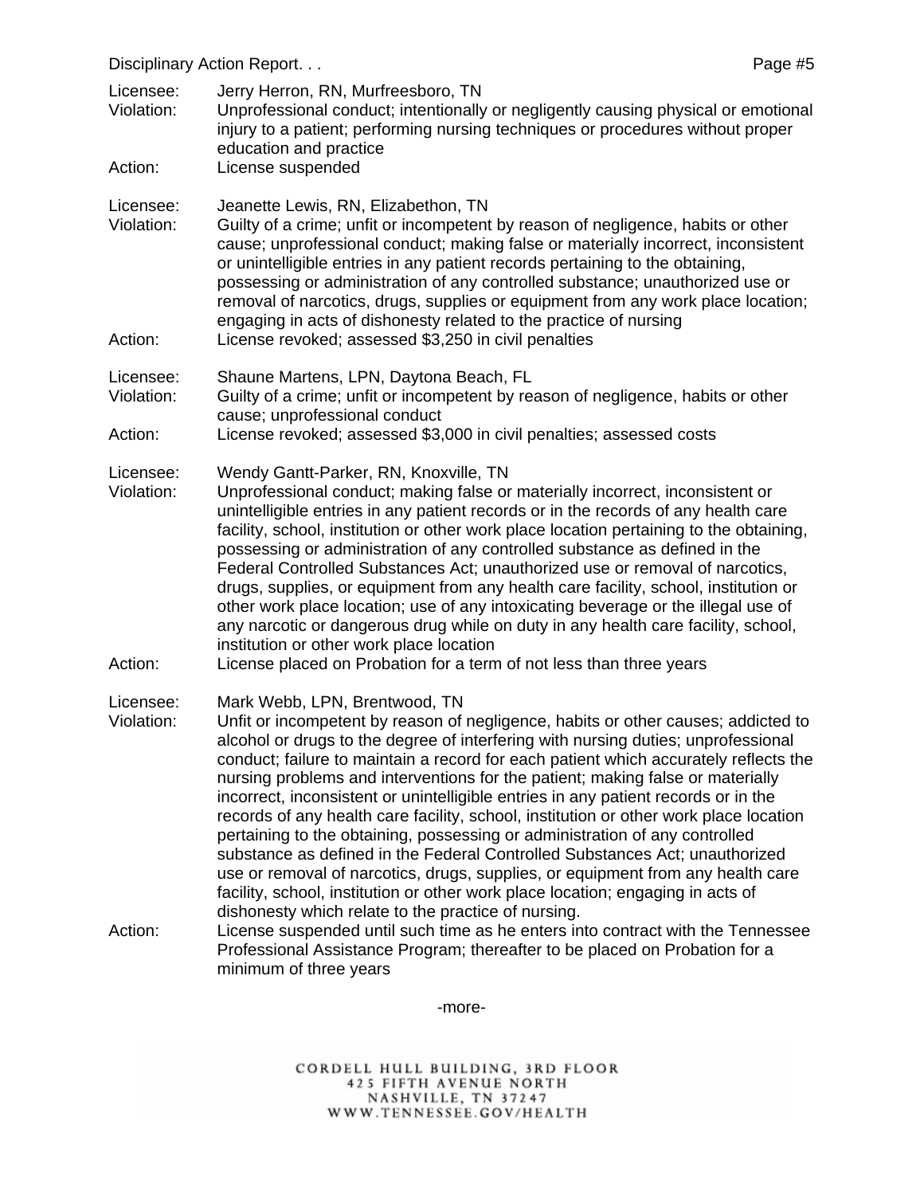Licensee: Jerry Herron, RN, Murfreesboro, TN
Violation: Unprofessional conduct; intentionally or negligently causing physical or emotional injury to a patient; performing nursing techniques or procedures without proper education and practice
Action: License suspended

Licensee: Jeanette Lewis, RN, Elizabethon, TN
Violation: Guilty of a crime; unfit or incompetent by reason of negligence, habits or other cause; unprofessional conduct; making false or materially incorrect, inconsistent or unintelligible entries in any patient records pertaining to the obtaining, possessing or administration of any controlled substance; unauthorized use or removal of narcotics, drugs, supplies or equipment from any work place location; engaging in acts of dishonesty related to the practice of nursing
Action: License revoked; assessed $3,250 in civil penalties

Licensee: Shaune Martens, LPN, Daytona Beach, FL
Violation: Guilty of a crime; unfit or incompetent by reason of negligence, habits or other cause; unprofessional conduct
Action: License revoked; assessed $3,000 in civil penalties; assessed costs

Licensee: Wendy Gantt-Parker, RN, Knoxville, TN
Violation: Unprofessional conduct; making false or materially incorrect, inconsistent or unintelligible entries in any patient records or in the records of any health care facility, school, institution or other work place location pertaining to the obtaining, possessing or administration of any controlled substance as defined in the Federal Controlled Substances Act; unauthorized use or removal of narcotics, drugs, supplies, or equipment from any health care facility, school, institution or other work place location; use of any intoxicating beverage or the illegal use of any narcotic or dangerous drug while on duty in any health care facility, school, institution or other work place location
Action: License placed on Probation for a term of not less than three years

Licensee: Mark Webb, LPN, Brentwood, TN
Violation: Unfit or incompetent by reason of negligence, habits or other causes; addicted to alcohol or drugs to the degree of interfering with nursing duties; unprofessional conduct; failure to maintain a record for each patient which accurately reflects the nursing problems and interventions for the patient; making false or materially incorrect, inconsistent or unintelligible entries in any patient records or in the records of any health care facility, school, institution or other work place location pertaining to the obtaining, possessing or administration of any controlled substance as defined in the Federal Controlled Substances Act; unauthorized use or removal of narcotics, drugs, supplies, or equipment from any health care facility, school, institution or other work place location; engaging in acts of dishonesty which relate to the practice of nursing.
Action: License suspended until such time as he enters into contract with the Tennessee Professional Assistance Program; thereafter to be placed on Probation for a minimum of three years

-more-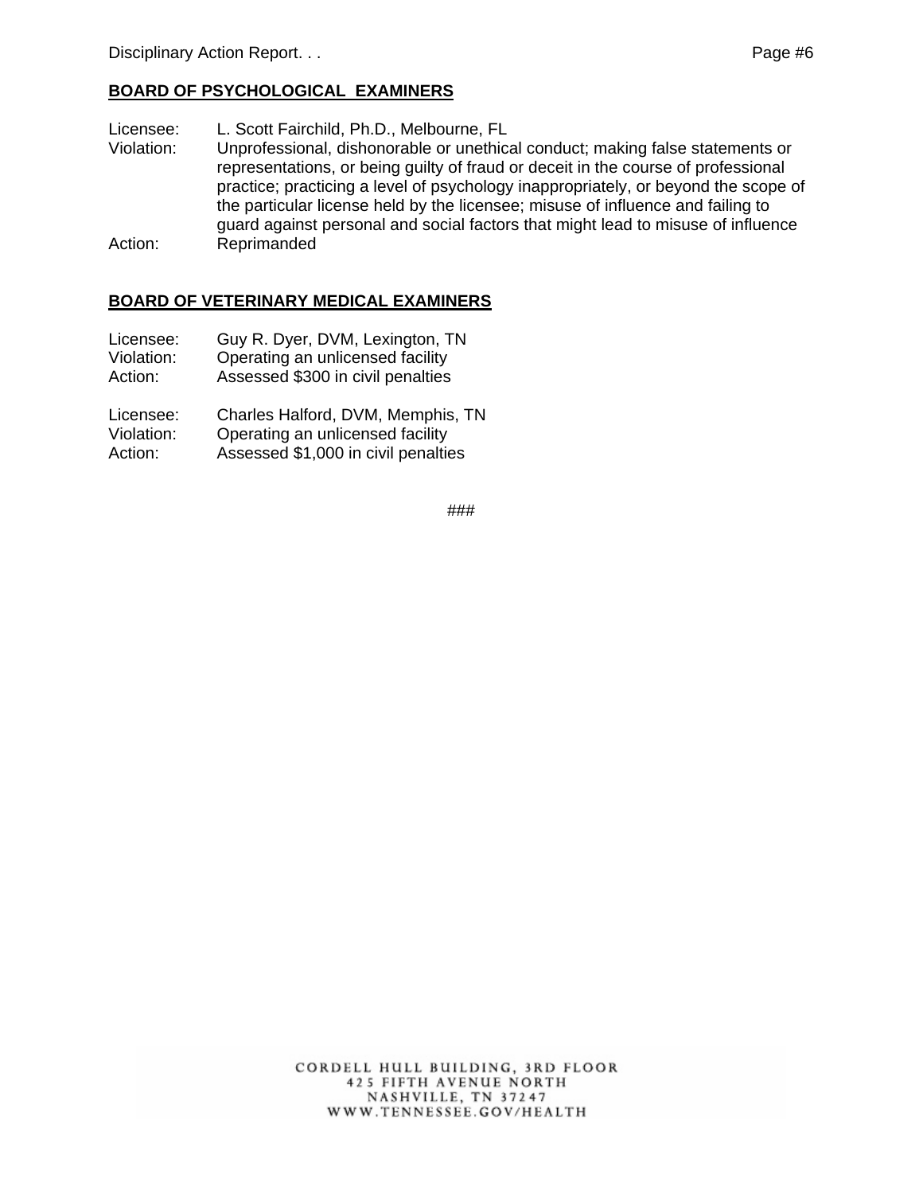## BOARD OF PSYCHOLOGICAL EXAMINERS

Licensee: L. Scott Fairchild, Ph.D., Melbourne, FL
Violation: Unprofessional, dishonorable or unethical conduct; making false statements or representations, or being guilty of fraud or deceit in the course of professional practice; practicing a level of psychology inappropriately, or beyond the scope of the particular license held by the licensee; misuse of influence and failing to guard against personal and social factors that might lead to misuse of influence
Action: Reprimanded

## BOARD OF VETERINARY MEDICAL EXAMINERS

Licensee: Guy R. Dyer, DVM, Lexington, TN
Violation: Operating an unlicensed facility
Action: Assessed $300 in civil penalties

Licensee: Charles Halford, DVM, Memphis, TN
Violation: Operating an unlicensed facility
Action: Assessed $1,000 in civil penalties

###

CORDELL HULL BUILDING, 3RD FLOOR
425 FIFTH AVENUE NORTH
NASHVILLE, TN 37247
WWW.TENNESSEE.GOV/HEALTH